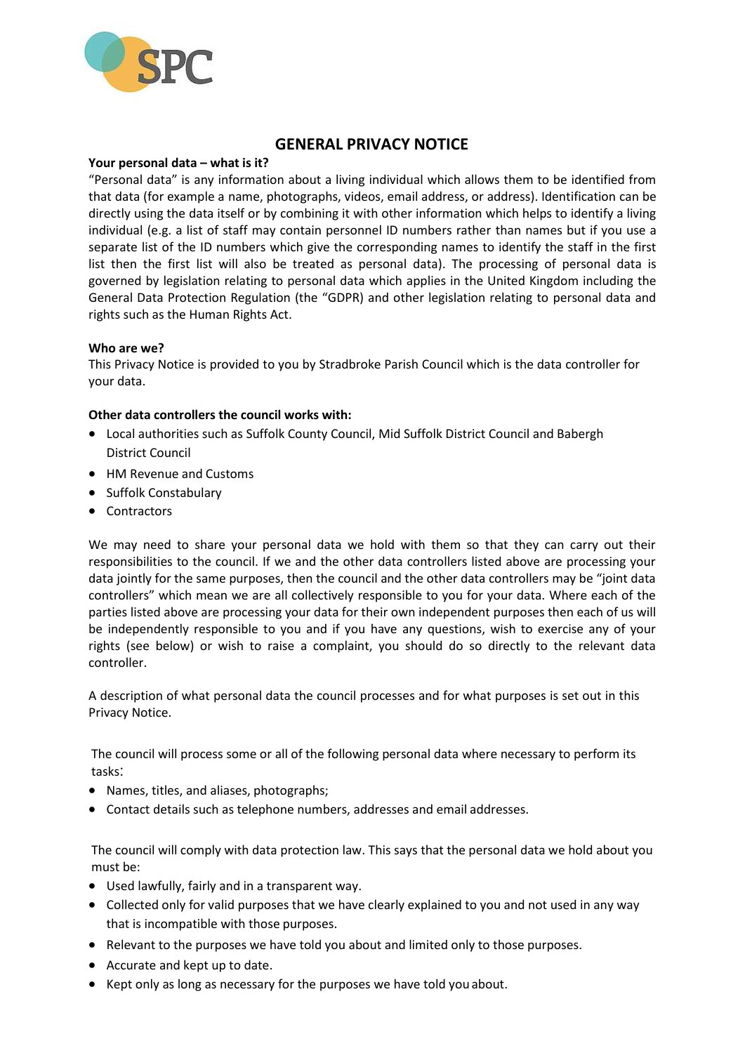# GENERAL PRIVACY NOTICE

**Your personal data – what is it?**

"Personal data" is any information about a living individual which allows them to be identified from that data (for example a name, photographs, videos, email address, or address). Identification can be directly using the data itself or by combining it with other information which helps to identify a living individual (e.g. a list of staff may contain personnel ID numbers rather than names but if you use a separate list of the ID numbers which give the corresponding names to identify the staff in the first list then the first list will also be treated as personal data). The processing of personal data is governed by legislation relating to personal data which applies in the United Kingdom including the General Data Protection Regulation (the "GDPR) and other legislation relating to personal data and rights such as the Human Rights Act.

**Who are we?**

This Privacy Notice is provided to you by Stradbroke Parish Council which is the data controller for your data.

**Other data controllers the council works with:**

- Local authorities such as Suffolk County Council, Mid Suffolk District Council and Babergh District Council
- HM Revenue and Customs
- Suffolk Constabulary
- Contractors

We may need to share your personal data we hold with them so that they can carry out their responsibilities to the council. If we and the other data controllers listed above are processing your data jointly for the same purposes, then the council and the other data controllers may be "joint data controllers" which mean we are all collectively responsible to you for your data. Where each of the parties listed above are processing your data for their own independent purposes then each of us will be independently responsible to you and if you have any questions, wish to exercise any of your rights (see below) or wish to raise a complaint, you should do so directly to the relevant data controller.

A description of what personal data the council processes and for what purposes is set out in this Privacy Notice.

The council will process some or all of the following personal data where necessary to perform its tasks:

- Names, titles, and aliases, photographs;
- Contact details such as telephone numbers, addresses and email addresses.

The council will comply with data protection law. This says that the personal data we hold about you must be:

- Used lawfully, fairly and in a transparent way.
- Collected only for valid purposes that we have clearly explained to you and not used in any way that is incompatible with those purposes.
- Relevant to the purposes we have told you about and limited only to those purposes.
- Accurate and kept up to date.
- Kept only as long as necessary for the purposes we have told you about.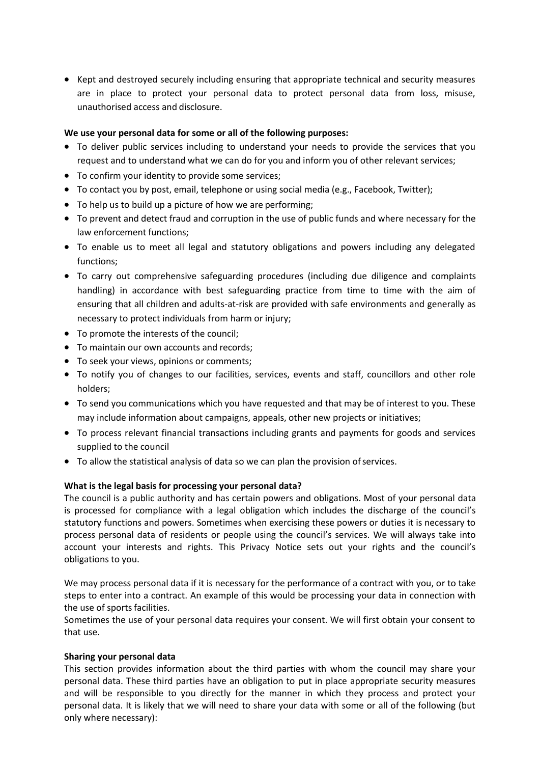- Kept and destroyed securely including ensuring that appropriate technical and security measures are in place to protect your personal data to protect personal data from loss, misuse, unauthorised access and disclosure.

**We use your personal data for some or all of the following purposes:**

- To deliver public services including to understand your needs to provide the services that you request and to understand what we can do for you and inform you of other relevant services;
- To confirm your identity to provide some services;
- To contact you by post, email, telephone or using social media (e.g., Facebook, Twitter);
- To help us to build up a picture of how we are performing;
- To prevent and detect fraud and corruption in the use of public funds and where necessary for the law enforcement functions;
- To enable us to meet all legal and statutory obligations and powers including any delegated functions;
- To carry out comprehensive safeguarding procedures (including due diligence and complaints handling) in accordance with best safeguarding practice from time to time with the aim of ensuring that all children and adults-at-risk are provided with safe environments and generally as necessary to protect individuals from harm or injury;
- To promote the interests of the council;
- To maintain our own accounts and records;
- To seek your views, opinions or comments;
- To notify you of changes to our facilities, services, events and staff, councillors and other role holders;
- To send you communications which you have requested and that may be of interest to you. These may include information about campaigns, appeals, other new projects or initiatives;
- To process relevant financial transactions including grants and payments for goods and services supplied to the council
- To allow the statistical analysis of data so we can plan the provision of services.

**What is the legal basis for processing your personal data?**

The council is a public authority and has certain powers and obligations. Most of your personal data is processed for compliance with a legal obligation which includes the discharge of the council's statutory functions and powers. Sometimes when exercising these powers or duties it is necessary to process personal data of residents or people using the council's services. We will always take into account your interests and rights. This Privacy Notice sets out your rights and the council's obligations to you.

We may process personal data if it is necessary for the performance of a contract with you, or to take steps to enter into a contract. An example of this would be processing your data in connection with the use of sports facilities.

Sometimes the use of your personal data requires your consent. We will first obtain your consent to that use.

**Sharing your personal data**

This section provides information about the third parties with whom the council may share your personal data. These third parties have an obligation to put in place appropriate security measures and will be responsible to you directly for the manner in which they process and protect your personal data. It is likely that we will need to share your data with some or all of the following (but only where necessary):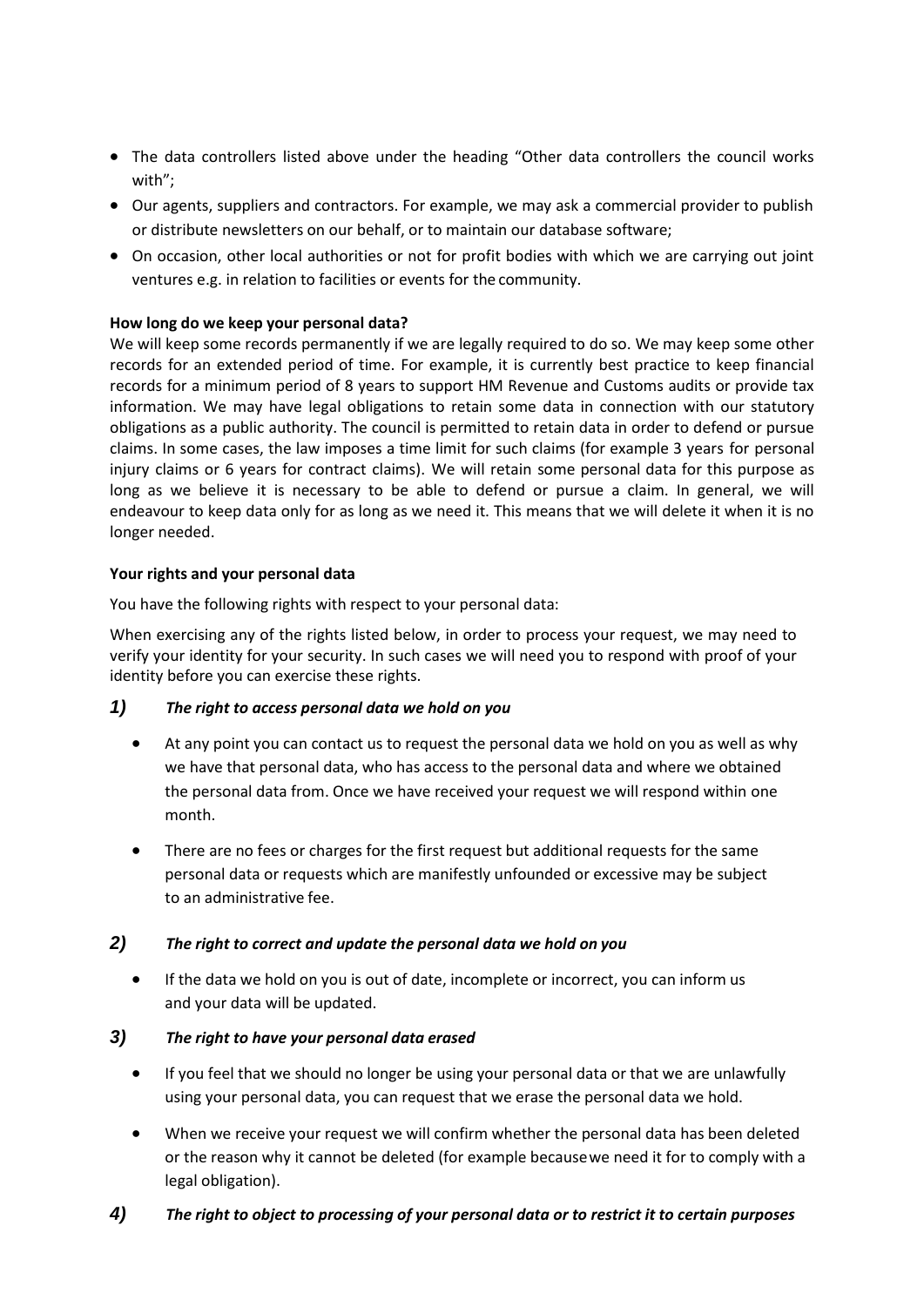- The data controllers listed above under the heading "Other data controllers the council works with";
- Our agents, suppliers and contractors. For example, we may ask a commercial provider to publish or distribute newsletters on our behalf, or to maintain our database software;
- On occasion, other local authorities or not for profit bodies with which we are carrying out joint ventures e.g. in relation to facilities or events for the community.

**How long do we keep your personal data?**

We will keep some records permanently if we are legally required to do so. We may keep some other records for an extended period of time. For example, it is currently best practice to keep financial records for a minimum period of 8 years to support HM Revenue and Customs audits or provide tax information. We may have legal obligations to retain some data in connection with our statutory obligations as a public authority. The council is permitted to retain data in order to defend or pursue claims. In some cases, the law imposes a time limit for such claims (for example 3 years for personal injury claims or 6 years for contract claims). We will retain some personal data for this purpose as long as we believe it is necessary to be able to defend or pursue a claim. In general, we will endeavour to keep data only for as long as we need it. This means that we will delete it when it is no longer needed.

**Your rights and your personal data**

You have the following rights with respect to your personal data:

When exercising any of the rights listed below, in order to process your request, we may need to verify your identity for your security. In such cases we will need you to respond with proof of your identity before you can exercise these rights.

***1) The right to access personal data we hold on you***

- At any point you can contact us to request the personal data we hold on you as well as why we have that personal data, who has access to the personal data and where we obtained the personal data from. Once we have received your request we will respond within one month.
- There are no fees or charges for the first request but additional requests for the same personal data or requests which are manifestly unfounded or excessive may be subject to an administrative fee.

***2) The right to correct and update the personal data we hold on you***

- If the data we hold on you is out of date, incomplete or incorrect, you can inform us and your data will be updated.

***3) The right to have your personal data erased***

- If you feel that we should no longer be using your personal data or that we are unlawfully using your personal data, you can request that we erase the personal data we hold.
- When we receive your request we will confirm whether the personal data has been deleted or the reason why it cannot be deleted (for example because we need it for to comply with a legal obligation).

***4) The right to object to processing of your personal data or to restrict it to certain purposes***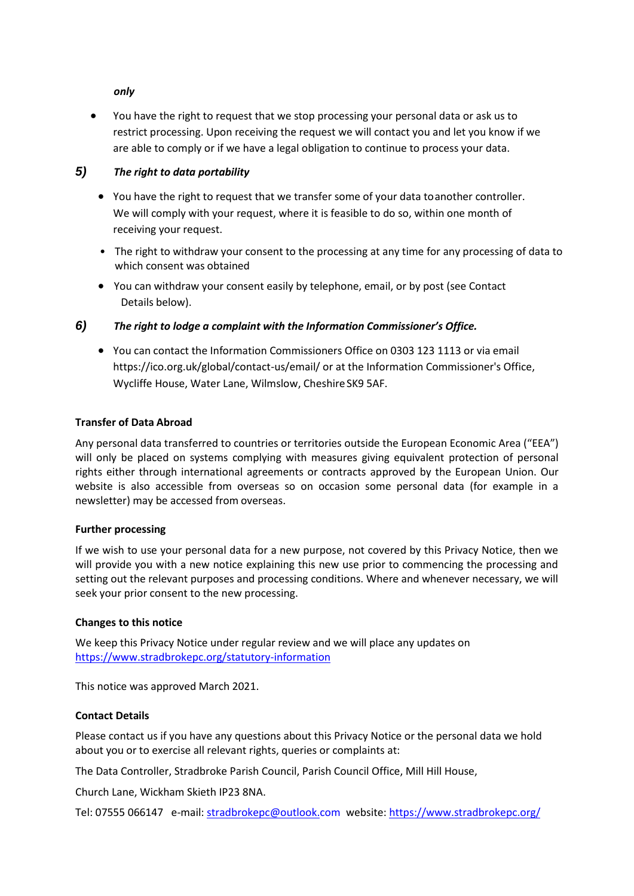***only***

- You have the right to request that we stop processing your personal data or ask us to restrict processing. Upon receiving the request we will contact you and let you know if we are able to comply or if we have a legal obligation to continue to process your data.

### *5) The right to data portability*

- You have the right to request that we transfer some of your data to another controller. We will comply with your request, where it is feasible to do so, within one month of receiving your request.
- The right to withdraw your consent to the processing at any time for any processing of data to which consent was obtained
- You can withdraw your consent easily by telephone, email, or by post (see Contact Details below).

### *6) The right to lodge a complaint with the Information Commissioner's Office.*

- You can contact the Information Commissioners Office on 0303 123 1113 or via email https://ico.org.uk/global/contact-us/email/ or at the Information Commissioner's Office, Wycliffe House, Water Lane, Wilmslow, Cheshire SK9 5AF.

**Transfer of Data Abroad**

Any personal data transferred to countries or territories outside the European Economic Area ("EEA") will only be placed on systems complying with measures giving equivalent protection of personal rights either through international agreements or contracts approved by the European Union. Our website is also accessible from overseas so on occasion some personal data (for example in a newsletter) may be accessed from overseas.

**Further processing**

If we wish to use your personal data for a new purpose, not covered by this Privacy Notice, then we will provide you with a new notice explaining this new use prior to commencing the processing and setting out the relevant purposes and processing conditions. Where and whenever necessary, we will seek your prior consent to the new processing.

**Changes to this notice**

We keep this Privacy Notice under regular review and we will place any updates on https://www.stradbrokepc.org/statutory-information

This notice was approved March 2021.

**Contact Details**

Please contact us if you have any questions about this Privacy Notice or the personal data we hold about you or to exercise all relevant rights, queries or complaints at:

The Data Controller, Stradbroke Parish Council, Parish Council Office, Mill Hill House,

Church Lane, Wickham Skieth IP23 8NA.

Tel: 07555 066147 e-mail: stradbrokepc@outlook.com website: https://www.stradbrokepc.org/